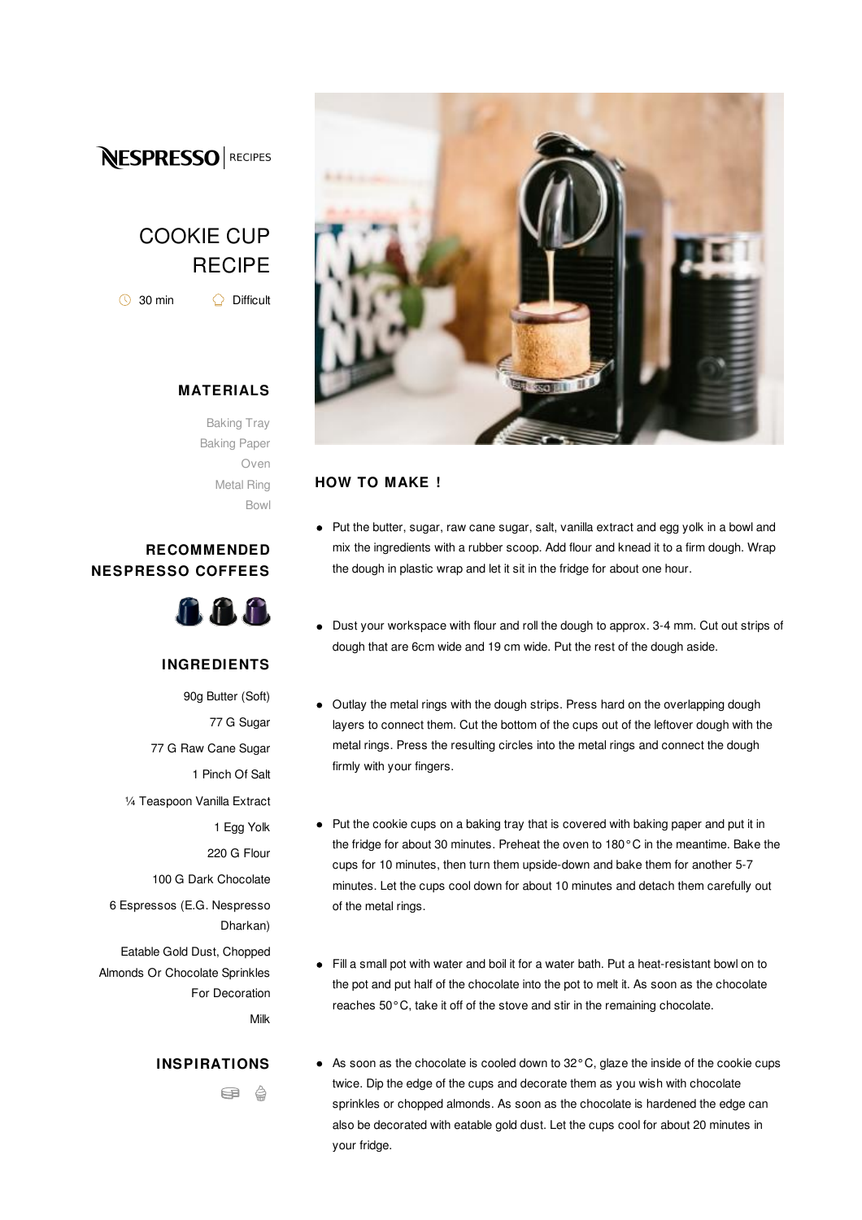NESPRESSO | RECIPES

# COOKIE CUP RECIPE

30 min — Difficult

## MATERIALS

Baking Tray
Baking Paper
Oven
Metal Ring
Bowl

## RECOMMENDED NESPRESSO COFFEES

## INGREDIENTS

90g Butter (Soft)

77 G Sugar

77 G Raw Cane Sugar

1 Pinch Of Salt

¼ Teaspoon Vanilla Extract

1 Egg Yolk

220 G Flour

100 G Dark Chocolate

6 Espressos (E.G. Nespresso Dharkan)

Eatable Gold Dust, Chopped Almonds Or Chocolate Sprinkles For Decoration

Milk

## INSPIRATIONS

## HOW TO MAKE !

- Put the butter, sugar, raw cane sugar, salt, vanilla extract and egg yolk in a bowl and mix the ingredients with a rubber scoop. Add flour and knead it to a firm dough. Wrap the dough in plastic wrap and let it sit in the fridge for about one hour.

- Dust your workspace with flour and roll the dough to approx. 3-4 mm. Cut out strips of dough that are 6cm wide and 19 cm wide. Put the rest of the dough aside.

- Outlay the metal rings with the dough strips. Press hard on the overlapping dough layers to connect them. Cut the bottom of the cups out of the leftover dough with the metal rings. Press the resulting circles into the metal rings and connect the dough firmly with your fingers.

- Put the cookie cups on a baking tray that is covered with baking paper and put it in the fridge for about 30 minutes. Preheat the oven to 180°C in the meantime. Bake the cups for 10 minutes, then turn them upside-down and bake them for another 5-7 minutes. Let the cups cool down for about 10 minutes and detach them carefully out of the metal rings.

- Fill a small pot with water and boil it for a water bath. Put a heat-resistant bowl on to the pot and put half of the chocolate into the pot to melt it. As soon as the chocolate reaches 50°C, take it off of the stove and stir in the remaining chocolate.

- As soon as the chocolate is cooled down to 32°C, glaze the inside of the cookie cups twice. Dip the edge of the cups and decorate them as you wish with chocolate sprinkles or chopped almonds. As soon as the chocolate is hardened the edge can also be decorated with eatable gold dust. Let the cups cool for about 20 minutes in your fridge.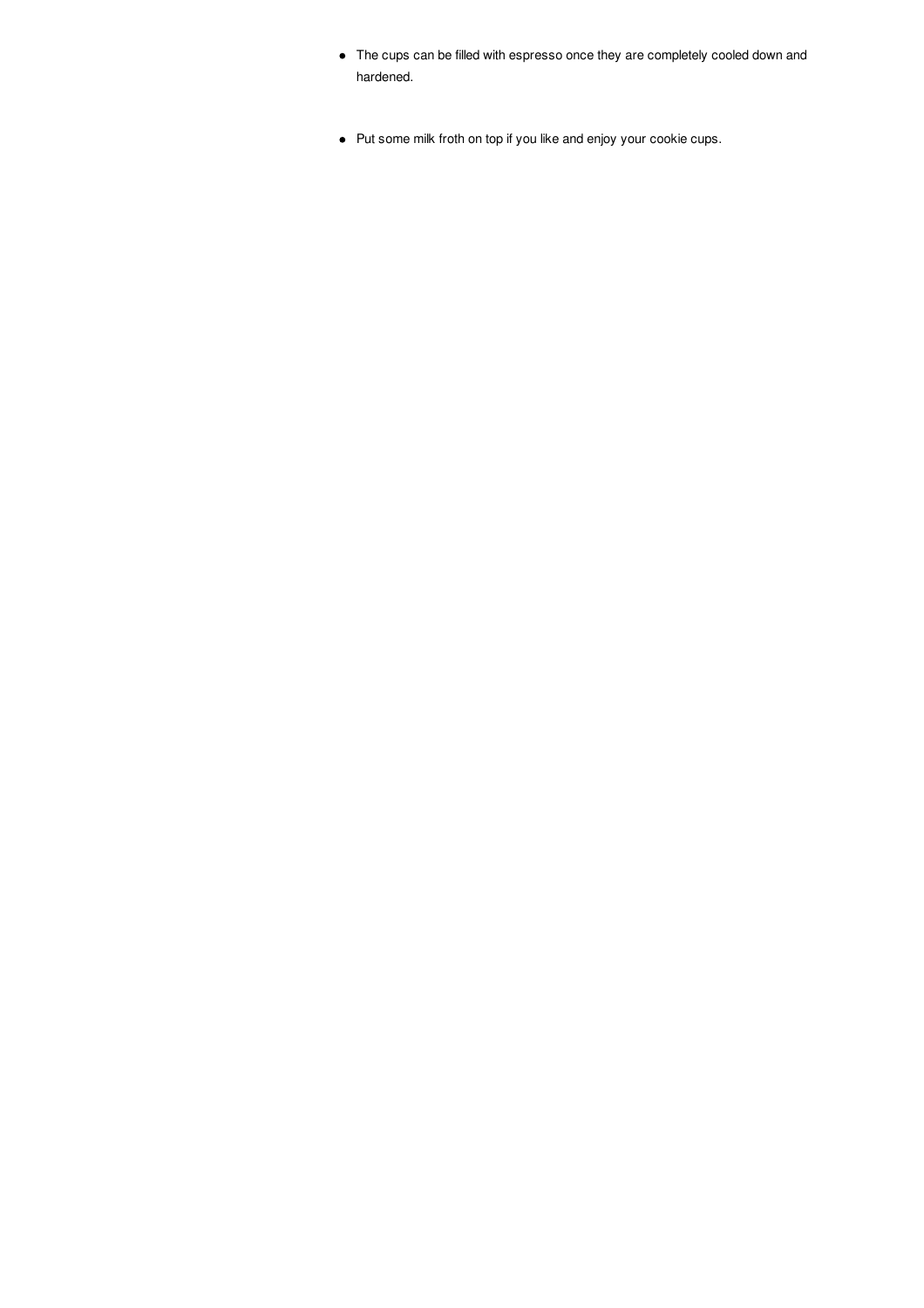- The cups can be filled with espresso once they are completely cooled down and hardened.

- Put some milk froth on top if you like and enjoy your cookie cups.